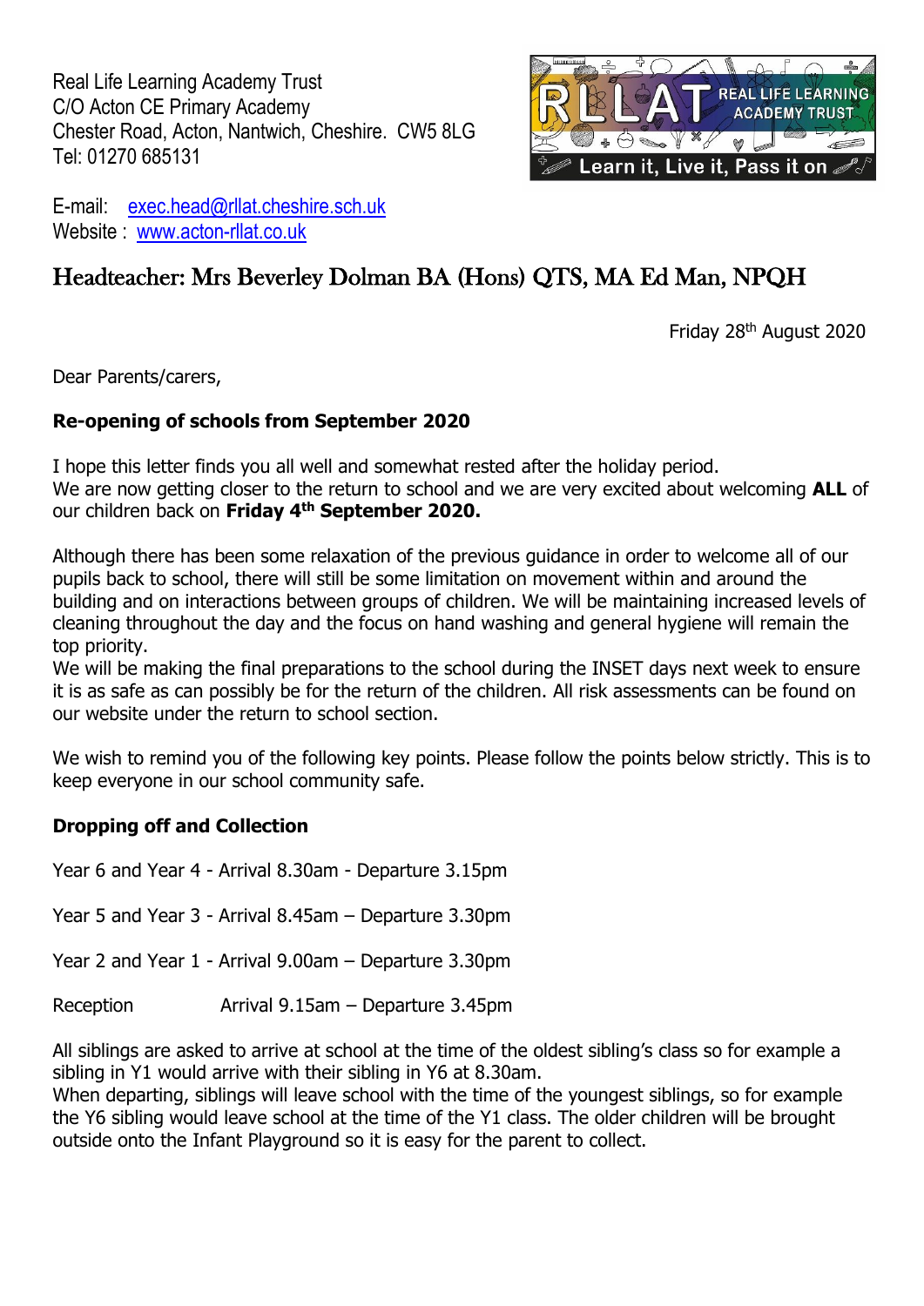Real Life Learning Academy Trust
C/O Acton CE Primary Academy
Chester Road, Acton, Nantwich, Cheshire. CW5 8LG
Tel: 01270 685131

E-mail: exec.head@rllat.cheshire.sch.uk
Website : www.acton-rllat.co.uk

# Headteacher: Mrs Beverley Dolman BA (Hons) QTS, MA Ed Man, NPQH

Friday 28th August 2020

Dear Parents/carers,

**Re-opening of schools from September 2020**

I hope this letter finds you all well and somewhat rested after the holiday period.
We are now getting closer to the return to school and we are very excited about welcoming **ALL** of our children back on **Friday 4th September 2020.**

Although there has been some relaxation of the previous guidance in order to welcome all of our pupils back to school, there will still be some limitation on movement within and around the building and on interactions between groups of children. We will be maintaining increased levels of cleaning throughout the day and the focus on hand washing and general hygiene will remain the top priority.
We will be making the final preparations to the school during the INSET days next week to ensure it is as safe as can possibly be for the return of the children. All risk assessments can be found on our website under the return to school section.

We wish to remind you of the following key points. Please follow the points below strictly. This is to keep everyone in our school community safe.

**Dropping off and Collection**

Year 6 and Year 4 - Arrival 8.30am - Departure 3.15pm

Year 5 and Year 3 - Arrival 8.45am – Departure 3.30pm

Year 2 and Year 1 - Arrival 9.00am – Departure 3.30pm

Reception Arrival 9.15am – Departure 3.45pm

All siblings are asked to arrive at school at the time of the oldest sibling's class so for example a sibling in Y1 would arrive with their sibling in Y6 at 8.30am.
When departing, siblings will leave school with the time of the youngest siblings, so for example the Y6 sibling would leave school at the time of the Y1 class. The older children will be brought outside onto the Infant Playground so it is easy for the parent to collect.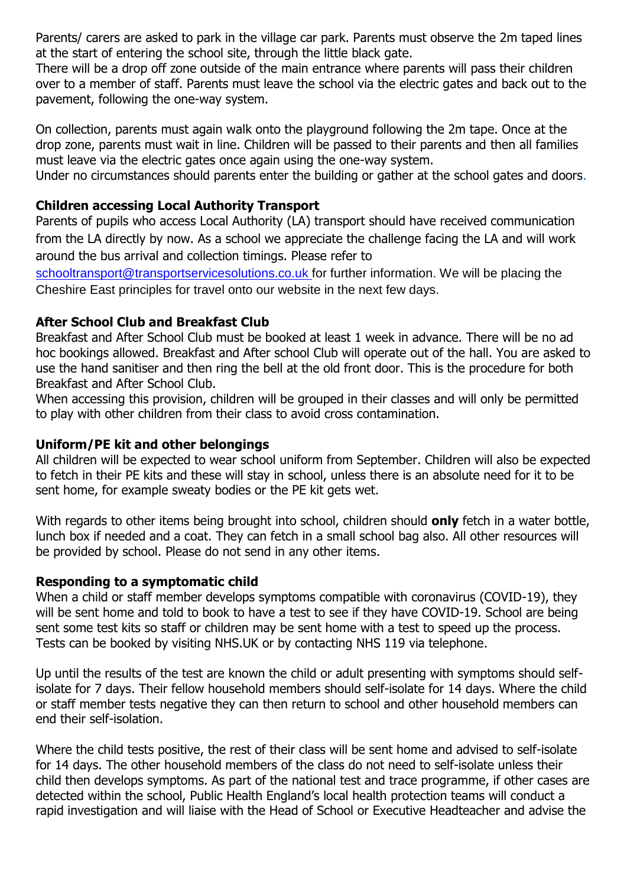Parents/ carers are asked to park in the village car park. Parents must observe the 2m taped lines at the start of entering the school site, through the little black gate.
There will be a drop off zone outside of the main entrance where parents will pass their children over to a member of staff. Parents must leave the school via the electric gates and back out to the pavement, following the one-way system.

On collection, parents must again walk onto the playground following the 2m tape. Once at the drop zone, parents must wait in line. Children will be passed to their parents and then all families must leave via the electric gates once again using the one-way system.
Under no circumstances should parents enter the building or gather at the school gates and doors.

### Children accessing Local Authority Transport

Parents of pupils who access Local Authority (LA) transport should have received communication from the LA directly by now. As a school we appreciate the challenge facing the LA and will work around the bus arrival and collection timings. Please refer to schooltransport@transportservicesolutions.co.uk for further information. We will be placing the Cheshire East principles for travel onto our website in the next few days.

### After School Club and Breakfast Club

Breakfast and After School Club must be booked at least 1 week in advance. There will be no ad hoc bookings allowed. Breakfast and After school Club will operate out of the hall. You are asked to use the hand sanitiser and then ring the bell at the old front door. This is the procedure for both Breakfast and After School Club.
When accessing this provision, children will be grouped in their classes and will only be permitted to play with other children from their class to avoid cross contamination.

### Uniform/PE kit and other belongings

All children will be expected to wear school uniform from September. Children will also be expected to fetch in their PE kits and these will stay in school, unless there is an absolute need for it to be sent home, for example sweaty bodies or the PE kit gets wet.

With regards to other items being brought into school, children should **only** fetch in a water bottle, lunch box if needed and a coat. They can fetch in a small school bag also. All other resources will be provided by school. Please do not send in any other items.

### Responding to a symptomatic child

When a child or staff member develops symptoms compatible with coronavirus (COVID-19), they will be sent home and told to book to have a test to see if they have COVID-19. School are being sent some test kits so staff or children may be sent home with a test to speed up the process. Tests can be booked by visiting NHS.UK or by contacting NHS 119 via telephone.

Up until the results of the test are known the child or adult presenting with symptoms should self-isolate for 7 days. Their fellow household members should self-isolate for 14 days. Where the child or staff member tests negative they can then return to school and other household members can end their self-isolation.

Where the child tests positive, the rest of their class will be sent home and advised to self-isolate for 14 days. The other household members of the class do not need to self-isolate unless their child then develops symptoms. As part of the national test and trace programme, if other cases are detected within the school, Public Health England's local health protection teams will conduct a rapid investigation and will liaise with the Head of School or Executive Headteacher and advise the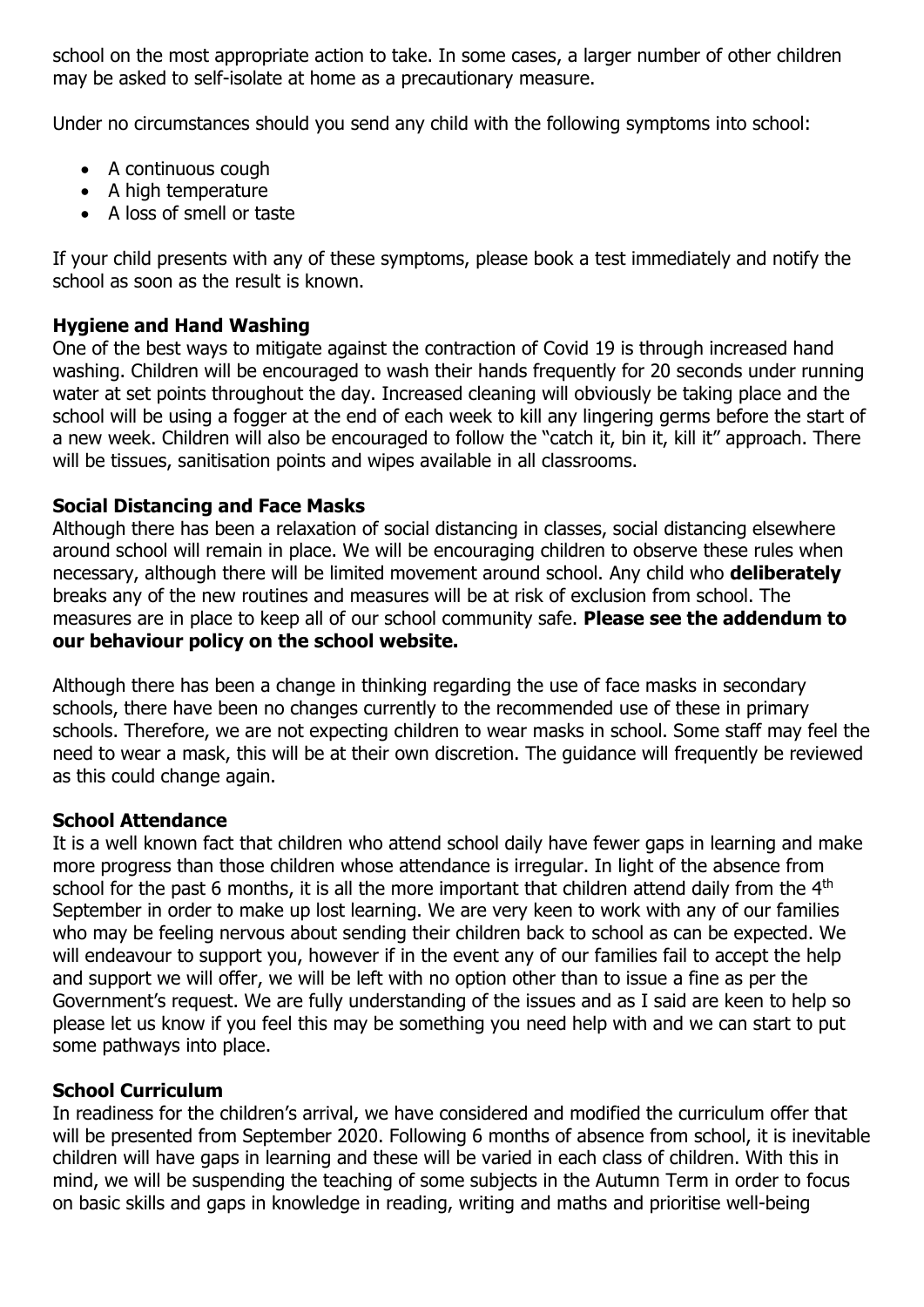school on the most appropriate action to take. In some cases, a larger number of other children may be asked to self-isolate at home as a precautionary measure.

Under no circumstances should you send any child with the following symptoms into school:

- A continuous cough
- A high temperature
- A loss of smell or taste

If your child presents with any of these symptoms, please book a test immediately and notify the school as soon as the result is known.

**Hygiene and Hand Washing**

One of the best ways to mitigate against the contraction of Covid 19 is through increased hand washing. Children will be encouraged to wash their hands frequently for 20 seconds under running water at set points throughout the day. Increased cleaning will obviously be taking place and the school will be using a fogger at the end of each week to kill any lingering germs before the start of a new week. Children will also be encouraged to follow the "catch it, bin it, kill it" approach. There will be tissues, sanitisation points and wipes available in all classrooms.

**Social Distancing and Face Masks**

Although there has been a relaxation of social distancing in classes, social distancing elsewhere around school will remain in place. We will be encouraging children to observe these rules when necessary, although there will be limited movement around school. Any child who **deliberately** breaks any of the new routines and measures will be at risk of exclusion from school. The measures are in place to keep all of our school community safe. **Please see the addendum to our behaviour policy on the school website.**

Although there has been a change in thinking regarding the use of face masks in secondary schools, there have been no changes currently to the recommended use of these in primary schools. Therefore, we are not expecting children to wear masks in school. Some staff may feel the need to wear a mask, this will be at their own discretion. The guidance will frequently be reviewed as this could change again.

**School Attendance**

It is a well known fact that children who attend school daily have fewer gaps in learning and make more progress than those children whose attendance is irregular. In light of the absence from school for the past 6 months, it is all the more important that children attend daily from the 4th September in order to make up lost learning. We are very keen to work with any of our families who may be feeling nervous about sending their children back to school as can be expected. We will endeavour to support you, however if in the event any of our families fail to accept the help and support we will offer, we will be left with no option other than to issue a fine as per the Government's request. We are fully understanding of the issues and as I said are keen to help so please let us know if you feel this may be something you need help with and we can start to put some pathways into place.

**School Curriculum**

In readiness for the children's arrival, we have considered and modified the curriculum offer that will be presented from September 2020. Following 6 months of absence from school, it is inevitable children will have gaps in learning and these will be varied in each class of children. With this in mind, we will be suspending the teaching of some subjects in the Autumn Term in order to focus on basic skills and gaps in knowledge in reading, writing and maths and prioritise well-being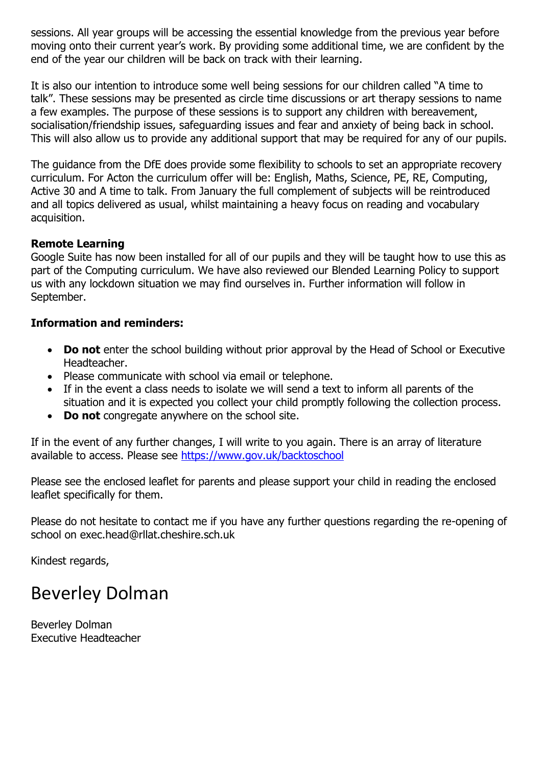sessions. All year groups will be accessing the essential knowledge from the previous year before moving onto their current year's work. By providing some additional time, we are confident by the end of the year our children will be back on track with their learning.

It is also our intention to introduce some well being sessions for our children called "A time to talk". These sessions may be presented as circle time discussions or art therapy sessions to name a few examples. The purpose of these sessions is to support any children with bereavement, socialisation/friendship issues, safeguarding issues and fear and anxiety of being back in school. This will also allow us to provide any additional support that may be required for any of our pupils.

The guidance from the DfE does provide some flexibility to schools to set an appropriate recovery curriculum. For Acton the curriculum offer will be: English, Maths, Science, PE, RE, Computing, Active 30 and A time to talk. From January the full complement of subjects will be reintroduced and all topics delivered as usual, whilst maintaining a heavy focus on reading and vocabulary acquisition.

**Remote Learning**
Google Suite has now been installed for all of our pupils and they will be taught how to use this as part of the Computing curriculum. We have also reviewed our Blended Learning Policy to support us with any lockdown situation we may find ourselves in. Further information will follow in September.

**Information and reminders:**

- **Do not** enter the school building without prior approval by the Head of School or Executive Headteacher.
- Please communicate with school via email or telephone.
- If in the event a class needs to isolate we will send a text to inform all parents of the situation and it is expected you collect your child promptly following the collection process.
- **Do not** congregate anywhere on the school site.

If in the event of any further changes, I will write to you again. There is an array of literature available to access. Please see https://www.gov.uk/backtoschool

Please see the enclosed leaflet for parents and please support your child in reading the enclosed leaflet specifically for them.

Please do not hesitate to contact me if you have any further questions regarding the re-opening of school on exec.head@rllat.cheshire.sch.uk

Kindest regards,

Beverley Dolman

Beverley Dolman
Executive Headteacher